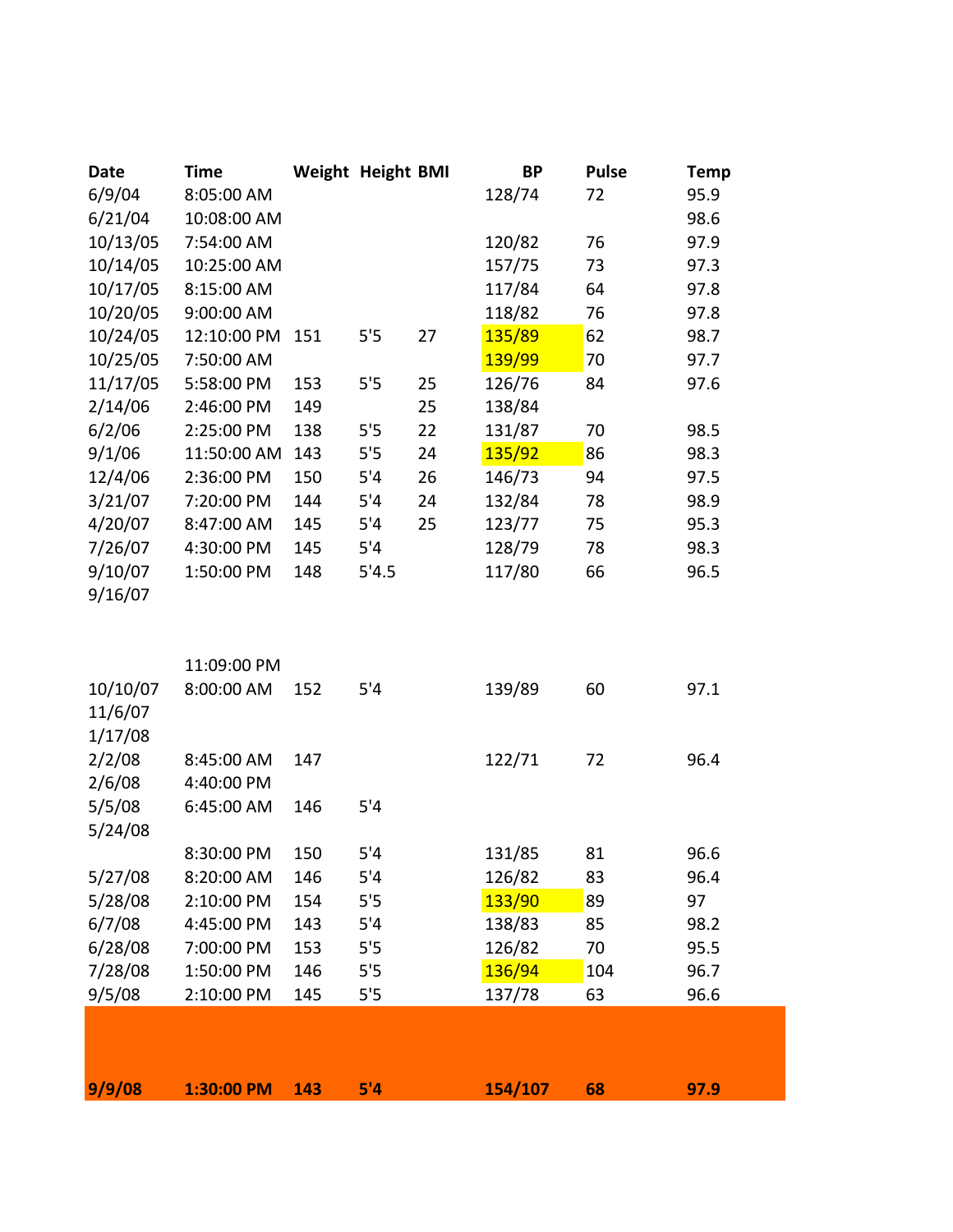| Date | Time | Weight | Height | BMI | BP | Pulse | Temp |
|---|---|---|---|---|---|---|---|
| 6/9/04 | 8:05:00 AM | | | | 128/74 | 72 | 95.9 |
| 6/21/04 | 10:08:00 AM | | | | | | 98.6 |
| 10/13/05 | 7:54:00 AM | | | | 120/82 | 76 | 97.9 |
| 10/14/05 | 10:25:00 AM | | | | 157/75 | 73 | 97.3 |
| 10/17/05 | 8:15:00 AM | | | | 117/84 | 64 | 97.8 |
| 10/20/05 | 9:00:00 AM | | | | 118/82 | 76 | 97.8 |
| 10/24/05 | 12:10:00 PM | 151 | 5'5 | 27 | 135/89 | 62 | 98.7 |
| 10/25/05 | 7:50:00 AM | | | | 139/99 | 70 | 97.7 |
| 11/17/05 | 5:58:00 PM | 153 | 5'5 | 25 | 126/76 | 84 | 97.6 |
| 2/14/06 | 2:46:00 PM | 149 | | 25 | 138/84 | | |
| 6/2/06 | 2:25:00 PM | 138 | 5'5 | 22 | 131/87 | 70 | 98.5 |
| 9/1/06 | 11:50:00 AM | 143 | 5'5 | 24 | 135/92 | 86 | 98.3 |
| 12/4/06 | 2:36:00 PM | 150 | 5'4 | 26 | 146/73 | 94 | 97.5 |
| 3/21/07 | 7:20:00 PM | 144 | 5'4 | 24 | 132/84 | 78 | 98.9 |
| 4/20/07 | 8:47:00 AM | 145 | 5'4 | 25 | 123/77 | 75 | 95.3 |
| 7/26/07 | 4:30:00 PM | 145 | 5'4 | | 128/79 | 78 | 98.3 |
| 9/10/07 | 1:50:00 PM | 148 | 5'4.5 | | 117/80 | 66 | 96.5 |
| 9/16/07 | | | | | | | |
| | 11:09:00 PM | | | | | | |
| 10/10/07 | 8:00:00 AM | 152 | 5'4 | | 139/89 | 60 | 97.1 |
| 11/6/07 | | | | | | | |
| 1/17/08 | | | | | | | |
| 2/2/08 | 8:45:00 AM | 147 | | | 122/71 | 72 | 96.4 |
| 2/6/08 | 4:40:00 PM | | | | | | |
| 5/5/08 | 6:45:00 AM | 146 | 5'4 | | | | |
| 5/24/08 | | | | | | | |
| | 8:30:00 PM | 150 | 5'4 | | 131/85 | 81 | 96.6 |
| 5/27/08 | 8:20:00 AM | 146 | 5'4 | | 126/82 | 83 | 96.4 |
| 5/28/08 | 2:10:00 PM | 154 | 5'5 | | 133/90 | 89 | 97 |
| 6/7/08 | 4:45:00 PM | 143 | 5'4 | | 138/83 | 85 | 98.2 |
| 6/28/08 | 7:00:00 PM | 153 | 5'5 | | 126/82 | 70 | 95.5 |
| 7/28/08 | 1:50:00 PM | 146 | 5'5 | | 136/94 | 104 | 96.7 |
| 9/5/08 | 2:10:00 PM | 145 | 5'5 | | 137/78 | 63 | 96.6 |
| **9/9/08** | **1:30:00 PM** | **143** | **5'4** | | **154/107** | **68** | **97.9** |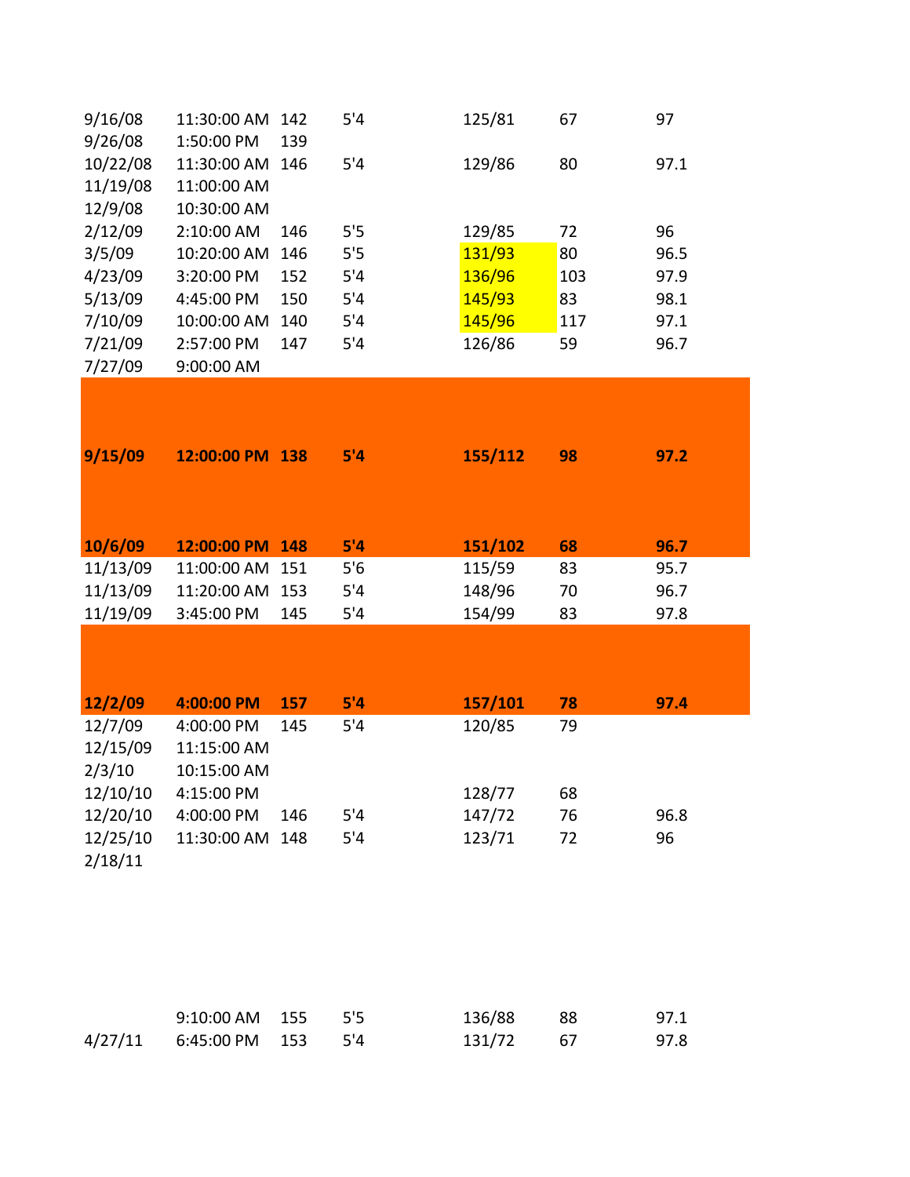| | | | | | | |
|---|---|---|---|---|---|---|
| 9/16/08 | 11:30:00 AM | 142 | 5'4 | 125/81 | 67 | 97 |
| 9/26/08 | 1:50:00 PM | 139 | | | | |
| 10/22/08 | 11:30:00 AM | 146 | 5'4 | 129/86 | 80 | 97.1 |
| 11/19/08 | 11:00:00 AM | | | | | |
| 12/9/08 | 10:30:00 AM | | | | | |
| 2/12/09 | 2:10:00 AM | 146 | 5'5 | 129/85 | 72 | 96 |
| 3/5/09 | 10:20:00 AM | 146 | 5'5 | 131/93 | 80 | 96.5 |
| 4/23/09 | 3:20:00 PM | 152 | 5'4 | 136/96 | 103 | 97.9 |
| 5/13/09 | 4:45:00 PM | 150 | 5'4 | 145/93 | 83 | 98.1 |
| 7/10/09 | 10:00:00 AM | 140 | 5'4 | 145/96 | 117 | 97.1 |
| 7/21/09 | 2:57:00 PM | 147 | 5'4 | 126/86 | 59 | 96.7 |
| 7/27/09 | 9:00:00 AM | | | | | |
| **9/15/09** | **12:00:00 PM** | **138** | **5'4** | **155/112** | **98** | **97.2** |
| **10/6/09** | **12:00:00 PM** | **148** | **5'4** | **151/102** | **68** | **96.7** |
| 11/13/09 | 11:00:00 AM | 151 | 5'6 | 115/59 | 83 | 95.7 |
| 11/13/09 | 11:20:00 AM | 153 | 5'4 | 148/96 | 70 | 96.7 |
| 11/19/09 | 3:45:00 PM | 145 | 5'4 | 154/99 | 83 | 97.8 |
| **12/2/09** | **4:00:00 PM** | **157** | **5'4** | **157/101** | **78** | **97.4** |
| 12/7/09 | 4:00:00 PM | 145 | 5'4 | 120/85 | 79 | |
| 12/15/09 | 11:15:00 AM | | | | | |
| 2/3/10 | 10:15:00 AM | | | | | |
| 12/10/10 | 4:15:00 PM | | | 128/77 | 68 | |
| 12/20/10 | 4:00:00 PM | 146 | 5'4 | 147/72 | 76 | 96.8 |
| 12/25/10 | 11:30:00 AM | 148 | 5'4 | 123/71 | 72 | 96 |
| 2/18/11 | | | | | | |
| | 9:10:00 AM | 155 | 5'5 | 136/88 | 88 | 97.1 |
| 4/27/11 | 6:45:00 PM | 153 | 5'4 | 131/72 | 67 | 97.8 |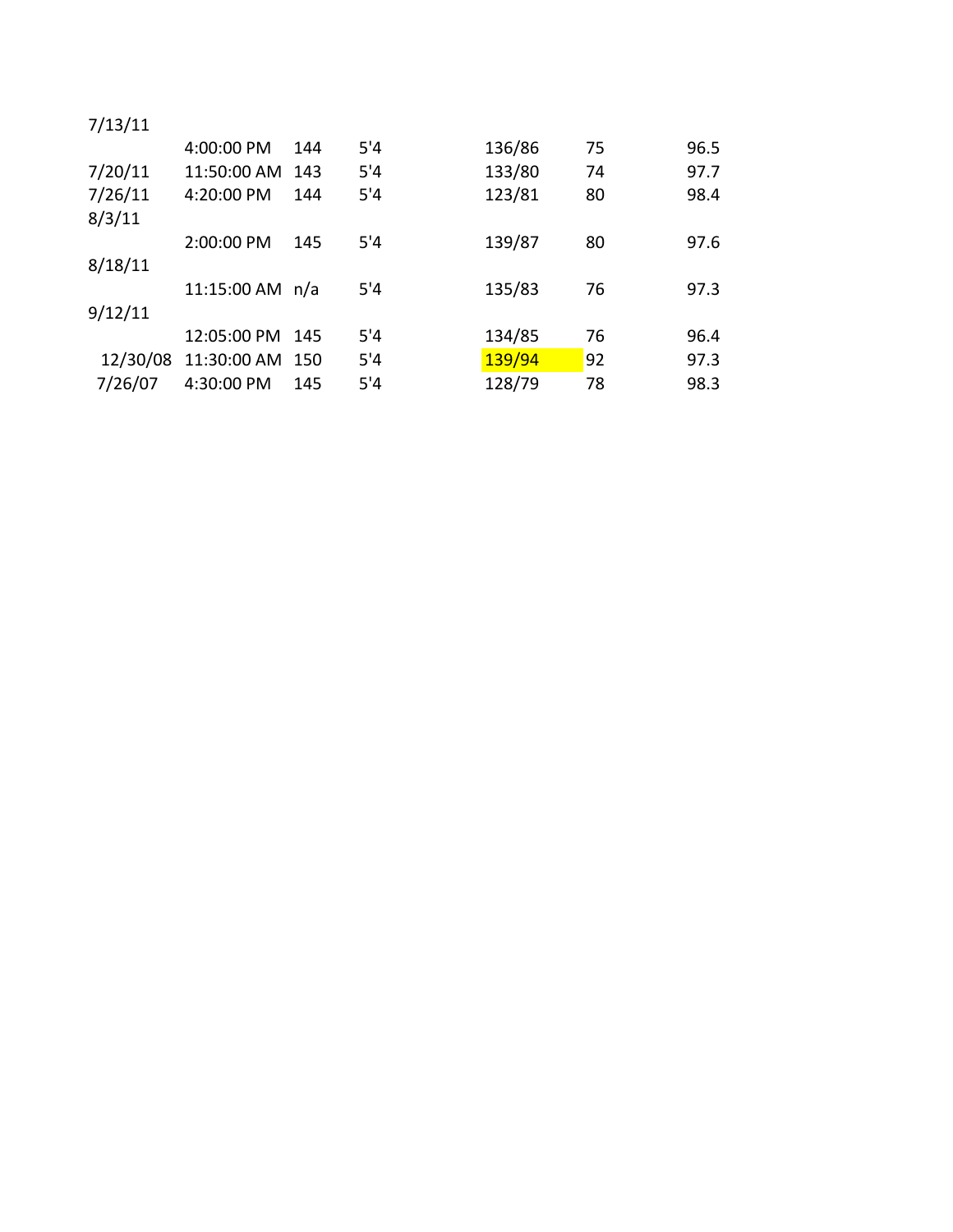| | | | | | | |
|---|---|---|---|---|---|---|
| 7/13/11 | 4:00:00 PM | 144 | 5'4 | 136/86 | 75 | 96.5 |
| 7/20/11 | 11:50:00 AM | 143 | 5'4 | 133/80 | 74 | 97.7 |
| 7/26/11 | 4:20:00 PM | 144 | 5'4 | 123/81 | 80 | 98.4 |
| 8/3/11 | 2:00:00 PM | 145 | 5'4 | 139/87 | 80 | 97.6 |
| 8/18/11 | 11:15:00 AM | n/a | 5'4 | 135/83 | 76 | 97.3 |
| 9/12/11 | 12:05:00 PM | 145 | 5'4 | 134/85 | 76 | 96.4 |
| 12/30/08 | 11:30:00 AM | 150 | 5'4 | 139/94 | 92 | 97.3 |
| 7/26/07 | 4:30:00 PM | 145 | 5'4 | 128/79 | 78 | 98.3 |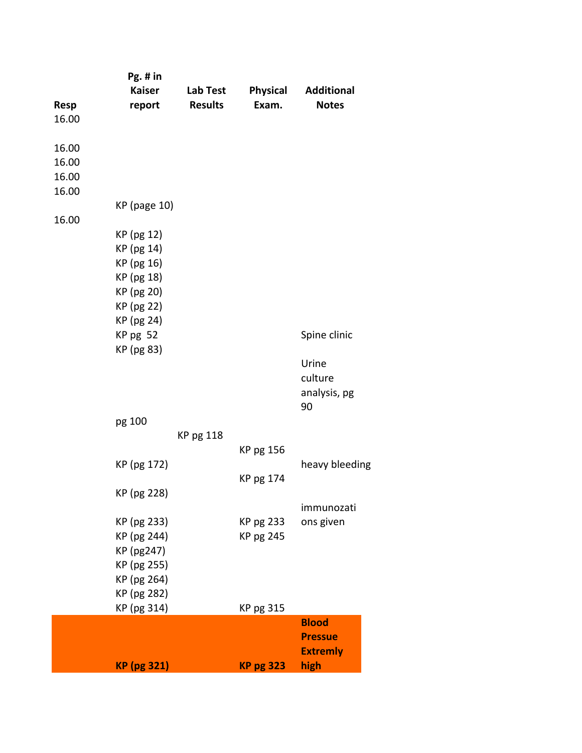| Resp | Pg. # in Kaiser report | Lab Test Results | Physical Exam. | Additional Notes |
|---|---|---|---|---|
| 16.00 | | | | |
| 16.00 | | | | |
| 16.00 | | | | |
| 16.00 | | | | |
| 16.00 | | | | |
| | KP (page 10) | | | |
| 16.00 | | | | |
| | KP (pg 12) | | | |
| | KP (pg 14) | | | |
| | KP (pg 16) | | | |
| | KP (pg 18) | | | |
| | KP (pg 20) | | | |
| | KP (pg 22) | | | |
| | KP (pg 24) | | | |
| | KP pg 52 | | | Spine clinic |
| | KP (pg 83) | | | |
| | | | | Urine culture analysis, pg 90 |
| | pg 100 | | | |
| | | KP pg 118 | | |
| | | | KP pg 156 | |
| | KP (pg 172) | | | heavy bleeding |
| | | | KP pg 174 | |
| | KP (pg 228) | | | |
| | KP (pg 233) | | KP pg 233 | immunozations given |
| | KP (pg 244) | | KP pg 245 | |
| | KP (pg247) | | | |
| | KP (pg 255) | | | |
| | KP (pg 264) | | | |
| | KP (pg 282) | | | |
| | KP (pg 314) | | KP pg 315 | |
| | **KP (pg 321)** | | **KP pg 323** | **Blood Pressue Extremly high** |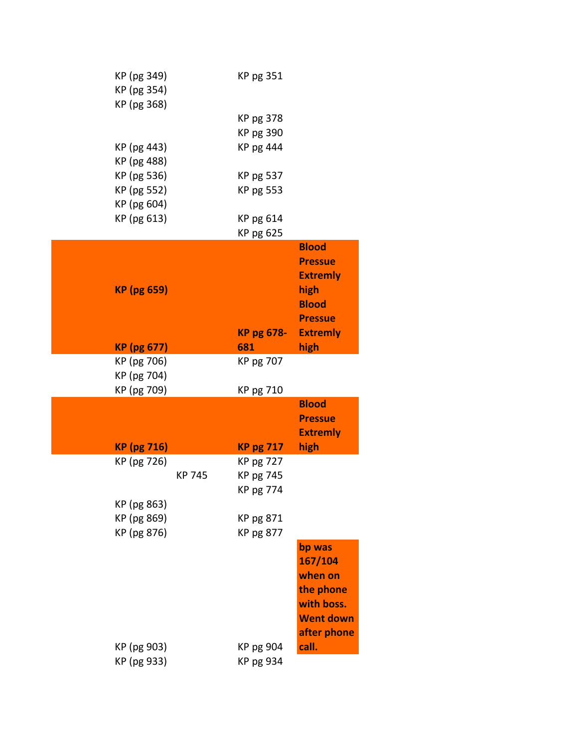| | | | |
|---|---|---|---|
| KP (pg 349) | | KP pg 351 | |
| KP (pg 354) | | | |
| KP (pg 368) | | | |
| | | KP pg 378 | |
| | | KP pg 390 | |
| KP (pg 443) | | KP pg 444 | |
| KP (pg 488) | | | |
| KP (pg 536) | | KP pg 537 | |
| KP (pg 552) | | KP pg 553 | |
| KP (pg 604) | | | |
| KP (pg 613) | | KP pg 614 | |
| | | KP pg 625 | |
| **KP (pg 659)** | | | **Blood Pressue Extremly high** |
| **KP (pg 677)** | | **KP pg 678-681** | **Blood Pressue Extremly high** |
| KP (pg 706) | | KP pg 707 | |
| KP (pg 704) | | | |
| KP (pg 709) | | KP pg 710 | |
| **KP (pg 716)** | | **KP pg 717** | **Blood Pressue Extremly high** |
| KP (pg 726) | | KP pg 727 | |
| | KP 745 | KP pg 745 | |
| | | KP pg 774 | |
| KP (pg 863) | | | |
| KP (pg 869) | | KP pg 871 | |
| KP (pg 876) | | KP pg 877 | |
| KP (pg 903) | | KP pg 904 | **bp was 167/104 when on the phone with boss. Went down after phone call.** |
| KP (pg 933) | | KP pg 934 | |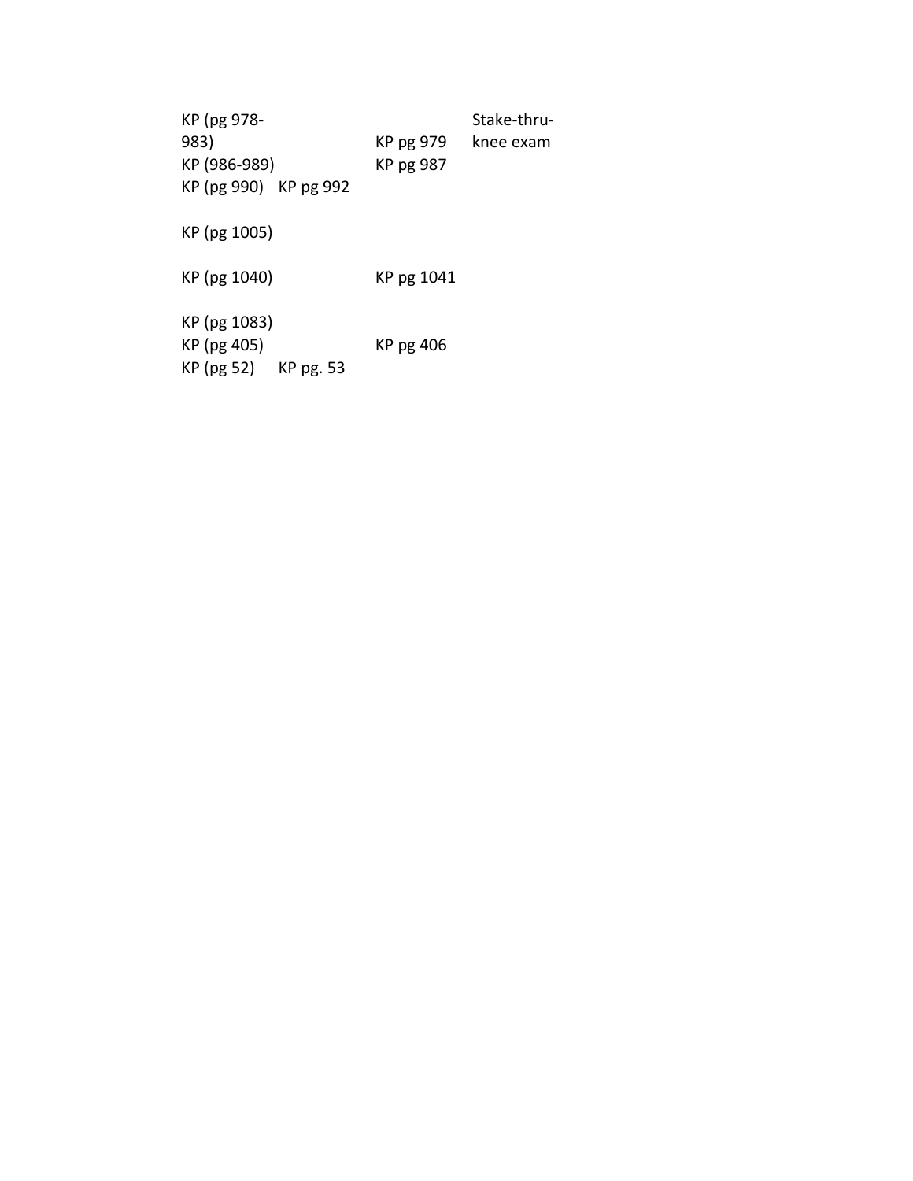| | | | |
|---|---|---|---|
| KP (pg 978-983) | | KP pg 979 | Stake-thru-knee exam |
| KP (986-989) | | KP pg 987 | |
| KP (pg 990) | KP pg 992 | | |
| KP (pg 1005) | | | |
| KP (pg 1040) | | KP pg 1041 | |
| KP (pg 1083) | | | |
| KP (pg 405) | | KP pg 406 | |
| KP (pg 52) | KP pg. 53 | | |